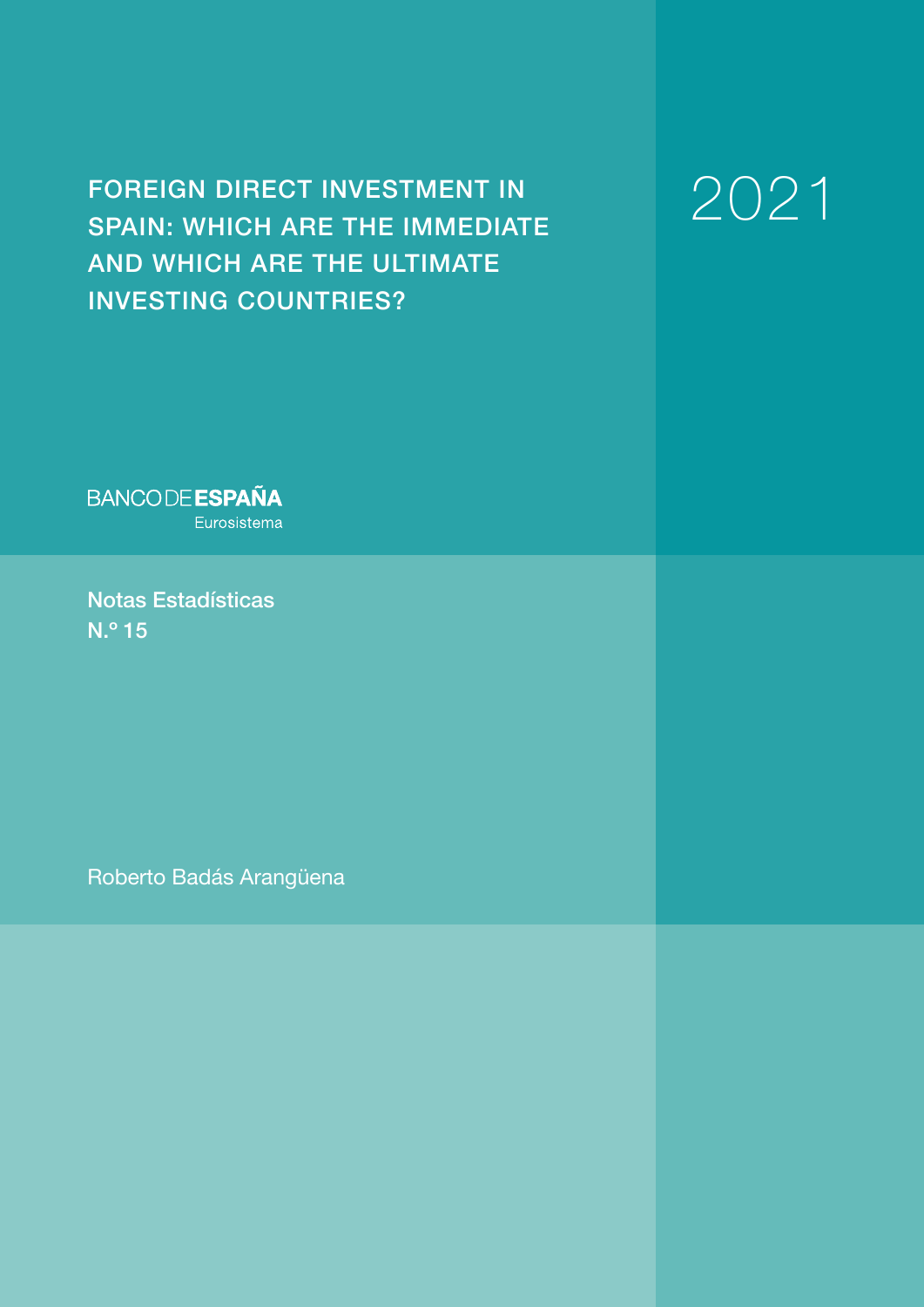# FOREIGN DIRECT INVESTMENT IN SPAIN: WHICH ARE THE IMMEDIATE AND WHICH ARE THE ULTIMATE INVESTING COUNTRIES?

2021

BANCO DE **ESPAÑA**
Eurosistema

**Notas Estadísticas**
**N.º 15**

Roberto Badás Arangüena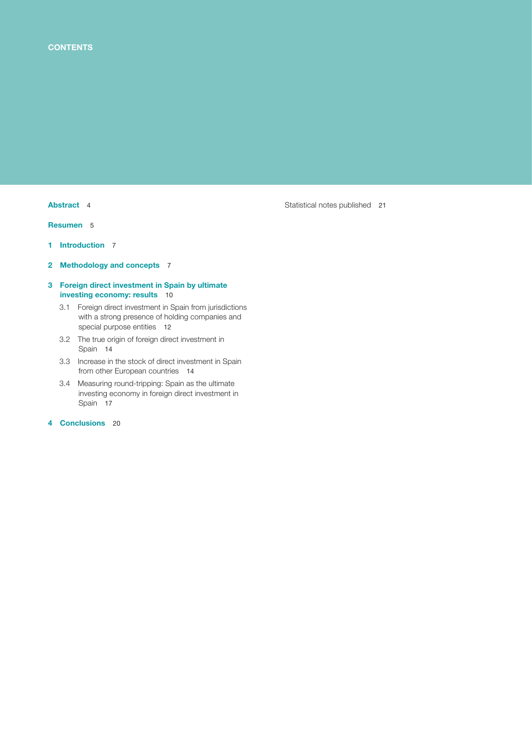# CONTENTS

**Abstract** 4

**Resumen** 5

**1 Introduction** 7

**2 Methodology and concepts** 7

**3 Foreign direct investment in Spain by ultimate investing economy: results** 10

- 3.1 Foreign direct investment in Spain from jurisdictions with a strong presence of holding companies and special purpose entities 12
- 3.2 The true origin of foreign direct investment in Spain 14
- 3.3 Increase in the stock of direct investment in Spain from other European countries 14
- 3.4 Measuring round-tripping: Spain as the ultimate investing economy in foreign direct investment in Spain 17

**4 Conclusions** 20

Statistical notes published 21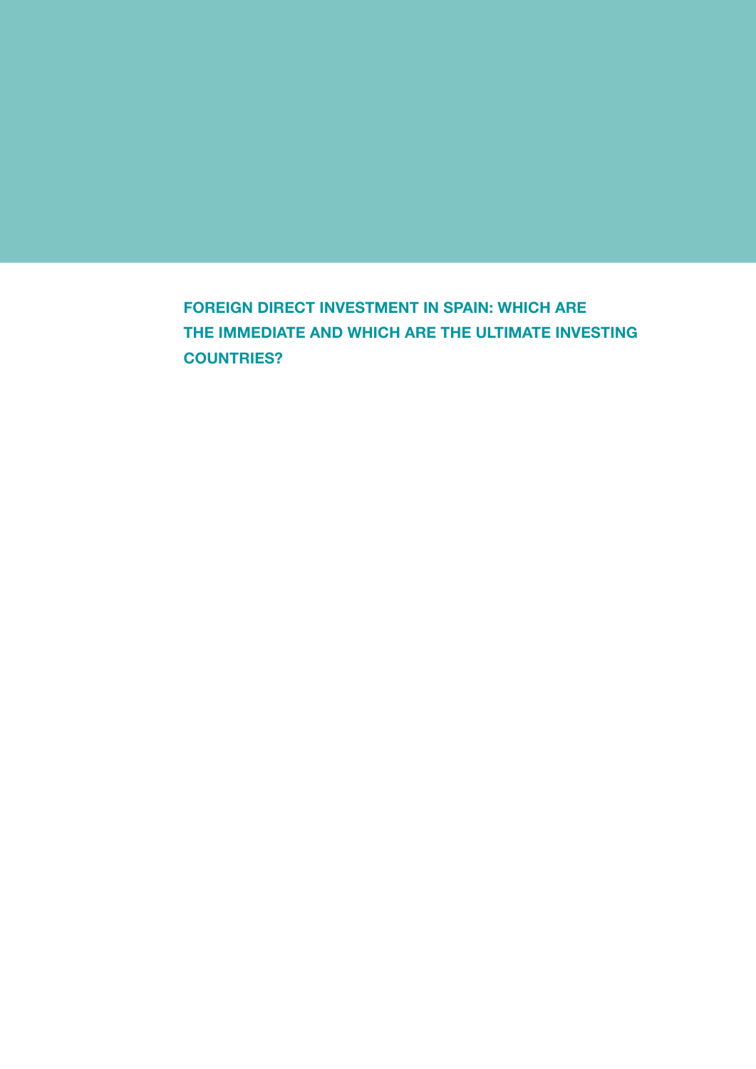# FOREIGN DIRECT INVESTMENT IN SPAIN: WHICH ARE THE IMMEDIATE AND WHICH ARE THE ULTIMATE INVESTING COUNTRIES?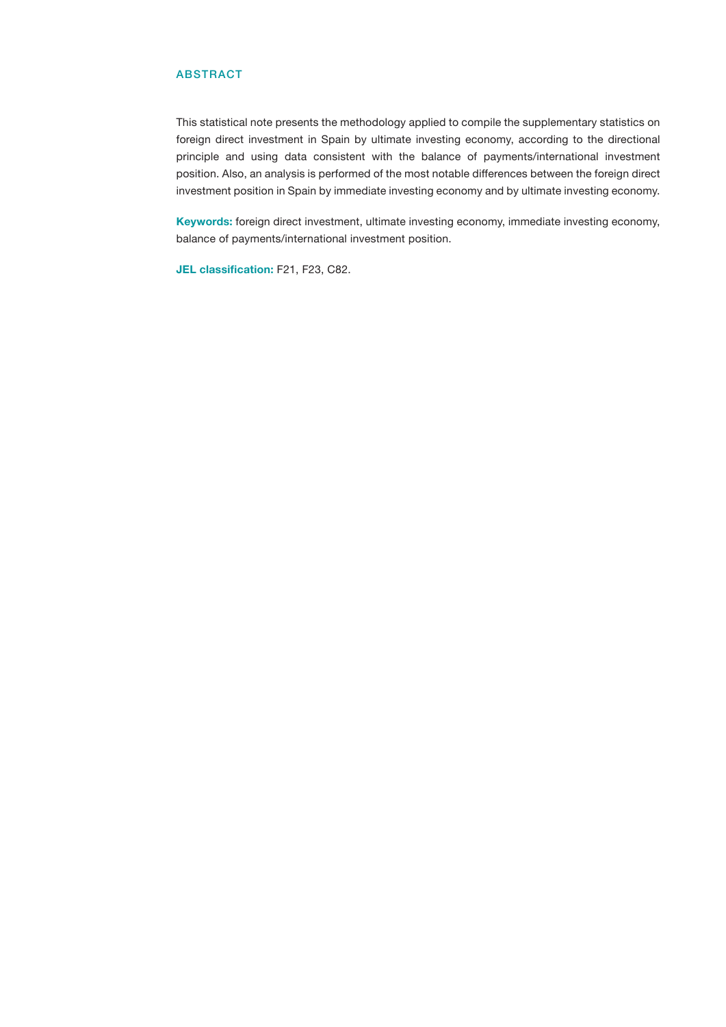## ABSTRACT

This statistical note presents the methodology applied to compile the supplementary statistics on foreign direct investment in Spain by ultimate investing economy, according to the directional principle and using data consistent with the balance of payments/international investment position. Also, an analysis is performed of the most notable differences between the foreign direct investment position in Spain by immediate investing economy and by ultimate investing economy.

**Keywords:** foreign direct investment, ultimate investing economy, immediate investing economy, balance of payments/international investment position.

**JEL classification:** F21, F23, C82.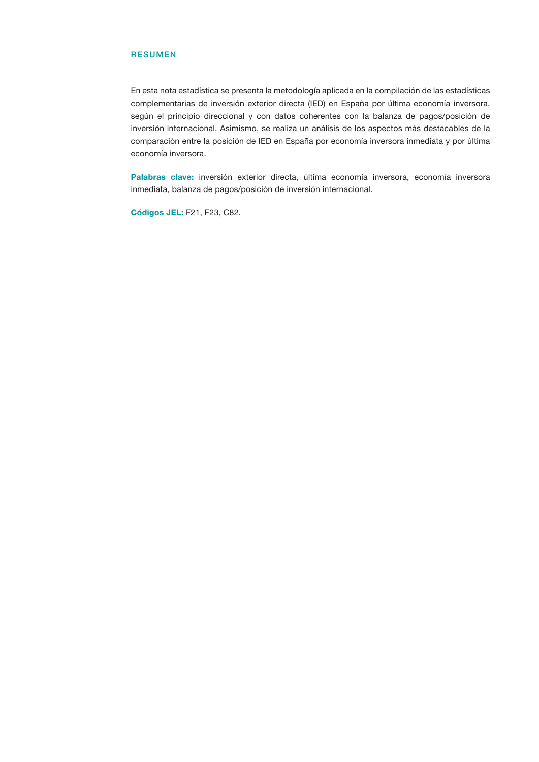## RESUMEN

En esta nota estadística se presenta la metodología aplicada en la compilación de las estadísticas complementarias de inversión exterior directa (IED) en España por última economía inversora, según el principio direccional y con datos coherentes con la balanza de pagos/posición de inversión internacional. Asimismo, se realiza un análisis de los aspectos más destacables de la comparación entre la posición de IED en España por economía inversora inmediata y por última economía inversora.

**Palabras clave:** inversión exterior directa, última economía inversora, economía inversora inmediata, balanza de pagos/posición de inversión internacional.

**Códigos JEL:** F21, F23, C82.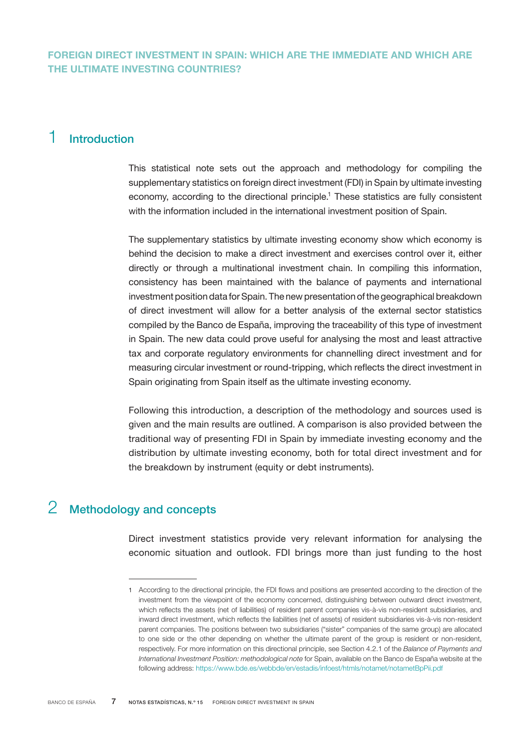**FOREIGN DIRECT INVESTMENT IN SPAIN: WHICH ARE THE IMMEDIATE AND WHICH ARE THE ULTIMATE INVESTING COUNTRIES?**

## 1 Introduction

This statistical note sets out the approach and methodology for compiling the supplementary statistics on foreign direct investment (FDI) in Spain by ultimate investing economy, according to the directional principle.[1] These statistics are fully consistent with the information included in the international investment position of Spain.

The supplementary statistics by ultimate investing economy show which economy is behind the decision to make a direct investment and exercises control over it, either directly or through a multinational investment chain. In compiling this information, consistency has been maintained with the balance of payments and international investment position data for Spain. The new presentation of the geographical breakdown of direct investment will allow for a better analysis of the external sector statistics compiled by the Banco de España, improving the traceability of this type of investment in Spain. The new data could prove useful for analysing the most and least attractive tax and corporate regulatory environments for channelling direct investment and for measuring circular investment or round-tripping, which reflects the direct investment in Spain originating from Spain itself as the ultimate investing economy.

Following this introduction, a description of the methodology and sources used is given and the main results are outlined. A comparison is also provided between the traditional way of presenting FDI in Spain by immediate investing economy and the distribution by ultimate investing economy, both for total direct investment and for the breakdown by instrument (equity or debt instruments).

## 2 Methodology and concepts

Direct investment statistics provide very relevant information for analysing the economic situation and outlook. FDI brings more than just funding to the host

---

1 According to the directional principle, the FDI flows and positions are presented according to the direction of the investment from the viewpoint of the economy concerned, distinguishing between outward direct investment, which reflects the assets (net of liabilities) of resident parent companies vis-à-vis non-resident subsidiaries, and inward direct investment, which reflects the liabilities (net of assets) of resident subsidiaries vis-à-vis non-resident parent companies. The positions between two subsidiaries ("sister" companies of the same group) are allocated to one side or the other depending on whether the ultimate parent of the group is resident or non-resident, respectively. For more information on this directional principle, see Section 4.2.1 of the *Balance of Payments and International Investment Position: methodological note* for Spain, available on the Banco de España website at the following address: https://www.bde.es/webbde/en/estadis/infoest/htmls/notamet/notametBpPii.pdf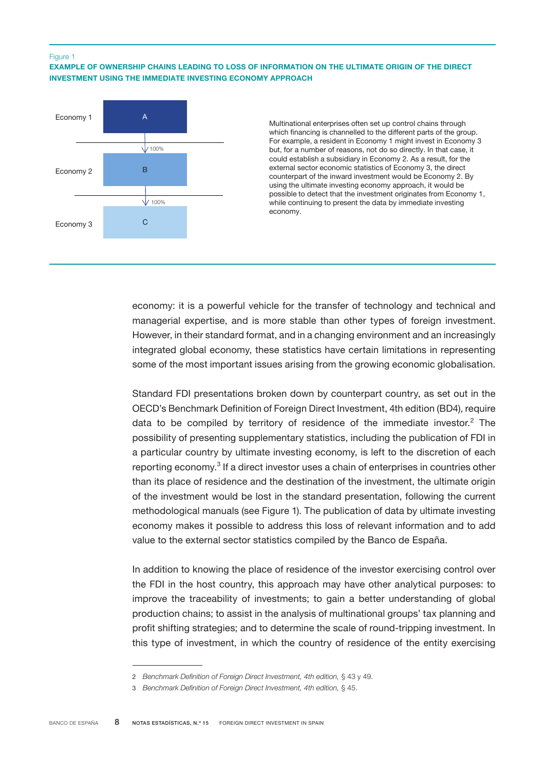Figure 1

**EXAMPLE OF OWNERSHIP CHAINS LEADING TO LOSS OF INFORMATION ON THE ULTIMATE ORIGIN OF THE DIRECT INVESTMENT USING THE IMMEDIATE INVESTING ECONOMY APPROACH**

| | |
|---|---|
| Economy 1 | A |
| | ↓ 100% |
| Economy 2 | B |
| | ↓ 100% |
| Economy 3 | C |

Multinational enterprises often set up control chains through which financing is channelled to the different parts of the group. For example, a resident in Economy 1 might invest in Economy 3 but, for a number of reasons, not do so directly. In that case, it could establish a subsidiary in Economy 2. As a result, for the external sector economic statistics of Economy 3, the direct counterpart of the inward investment would be Economy 2. By using the ultimate investing economy approach, it would be possible to detect that the investment originates from Economy 1, while continuing to present the data by immediate investing economy.

economy: it is a powerful vehicle for the transfer of technology and technical and managerial expertise, and is more stable than other types of foreign investment. However, in their standard format, and in a changing environment and an increasingly integrated global economy, these statistics have certain limitations in representing some of the most important issues arising from the growing economic globalisation.

Standard FDI presentations broken down by counterpart country, as set out in the OECD's Benchmark Definition of Foreign Direct Investment, 4th edition (BD4), require data to be compiled by territory of residence of the immediate investor.[2] The possibility of presenting supplementary statistics, including the publication of FDI in a particular country by ultimate investing economy, is left to the discretion of each reporting economy.[3] If a direct investor uses a chain of enterprises in countries other than its place of residence and the destination of the investment, the ultimate origin of the investment would be lost in the standard presentation, following the current methodological manuals (see Figure 1). The publication of data by ultimate investing economy makes it possible to address this loss of relevant information and to add value to the external sector statistics compiled by the Banco de España.

In addition to knowing the place of residence of the investor exercising control over the FDI in the host country, this approach may have other analytical purposes: to improve the traceability of investments; to gain a better understanding of global production chains; to assist in the analysis of multinational groups' tax planning and profit shifting strategies; and to determine the scale of round-tripping investment. In this type of investment, in which the country of residence of the entity exercising

2 *Benchmark Definition of Foreign Direct Investment, 4th edition,* § 43 y 49.

3 *Benchmark Definition of Foreign Direct Investment, 4th edition,* § 45.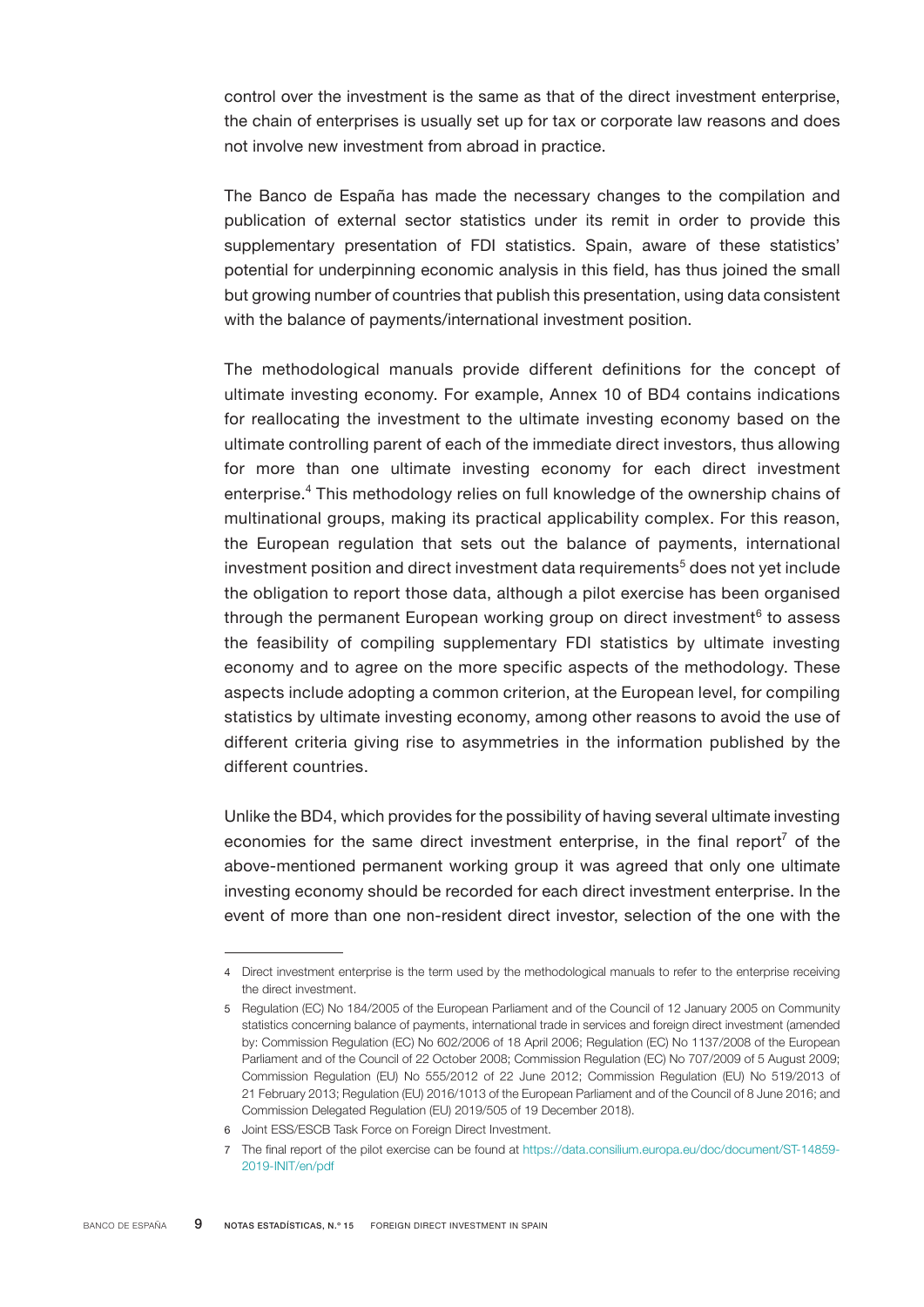control over the investment is the same as that of the direct investment enterprise, the chain of enterprises is usually set up for tax or corporate law reasons and does not involve new investment from abroad in practice.

The Banco de España has made the necessary changes to the compilation and publication of external sector statistics under its remit in order to provide this supplementary presentation of FDI statistics. Spain, aware of these statistics' potential for underpinning economic analysis in this field, has thus joined the small but growing number of countries that publish this presentation, using data consistent with the balance of payments/international investment position.

The methodological manuals provide different definitions for the concept of ultimate investing economy. For example, Annex 10 of BD4 contains indications for reallocating the investment to the ultimate investing economy based on the ultimate controlling parent of each of the immediate direct investors, thus allowing for more than one ultimate investing economy for each direct investment enterprise.[4] This methodology relies on full knowledge of the ownership chains of multinational groups, making its practical applicability complex. For this reason, the European regulation that sets out the balance of payments, international investment position and direct investment data requirements[5] does not yet include the obligation to report those data, although a pilot exercise has been organised through the permanent European working group on direct investment[6] to assess the feasibility of compiling supplementary FDI statistics by ultimate investing economy and to agree on the more specific aspects of the methodology. These aspects include adopting a common criterion, at the European level, for compiling statistics by ultimate investing economy, among other reasons to avoid the use of different criteria giving rise to asymmetries in the information published by the different countries.

Unlike the BD4, which provides for the possibility of having several ultimate investing economies for the same direct investment enterprise, in the final report[7] of the above-mentioned permanent working group it was agreed that only one ultimate investing economy should be recorded for each direct investment enterprise. In the event of more than one non-resident direct investor, selection of the one with the

---

4 Direct investment enterprise is the term used by the methodological manuals to refer to the enterprise receiving the direct investment.

5 Regulation (EC) No 184/2005 of the European Parliament and of the Council of 12 January 2005 on Community statistics concerning balance of payments, international trade in services and foreign direct investment (amended by: Commission Regulation (EC) No 602/2006 of 18 April 2006; Regulation (EC) No 1137/2008 of the European Parliament and of the Council of 22 October 2008; Commission Regulation (EC) No 707/2009 of 5 August 2009; Commission Regulation (EU) No 555/2012 of 22 June 2012; Commission Regulation (EU) No 519/2013 of 21 February 2013; Regulation (EU) 2016/1013 of the European Parliament and of the Council of 8 June 2016; and Commission Delegated Regulation (EU) 2019/505 of 19 December 2018).

6 Joint ESS/ESCB Task Force on Foreign Direct Investment.

7 The final report of the pilot exercise can be found at https://data.consilium.europa.eu/doc/document/ST-14859-2019-INIT/en/pdf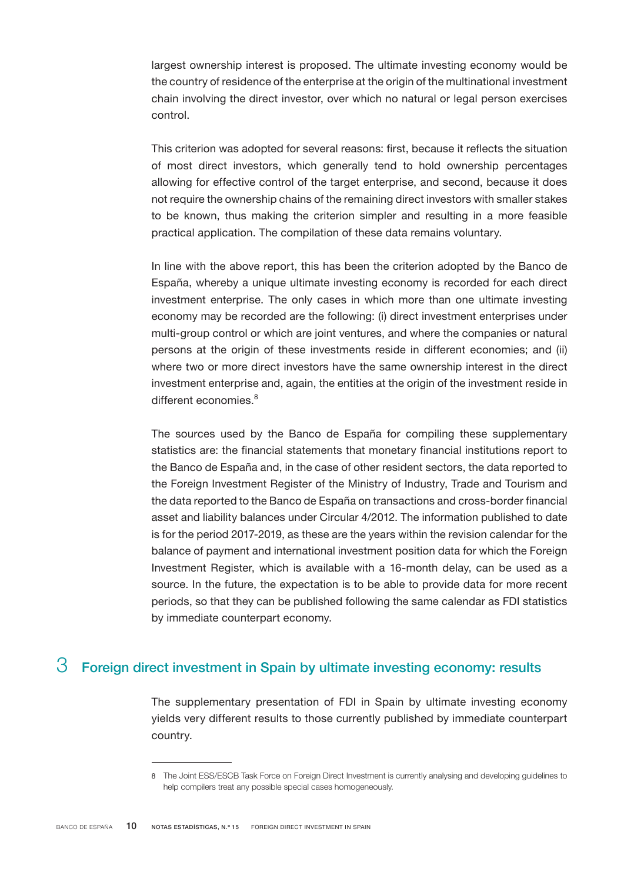largest ownership interest is proposed. The ultimate investing economy would be the country of residence of the enterprise at the origin of the multinational investment chain involving the direct investor, over which no natural or legal person exercises control.

This criterion was adopted for several reasons: first, because it reflects the situation of most direct investors, which generally tend to hold ownership percentages allowing for effective control of the target enterprise, and second, because it does not require the ownership chains of the remaining direct investors with smaller stakes to be known, thus making the criterion simpler and resulting in a more feasible practical application. The compilation of these data remains voluntary.

In line with the above report, this has been the criterion adopted by the Banco de España, whereby a unique ultimate investing economy is recorded for each direct investment enterprise. The only cases in which more than one ultimate investing economy may be recorded are the following: (i) direct investment enterprises under multi-group control or which are joint ventures, and where the companies or natural persons at the origin of these investments reside in different economies; and (ii) where two or more direct investors have the same ownership interest in the direct investment enterprise and, again, the entities at the origin of the investment reside in different economies.[8]

The sources used by the Banco de España for compiling these supplementary statistics are: the financial statements that monetary financial institutions report to the Banco de España and, in the case of other resident sectors, the data reported to the Foreign Investment Register of the Ministry of Industry, Trade and Tourism and the data reported to the Banco de España on transactions and cross-border financial asset and liability balances under Circular 4/2012. The information published to date is for the period 2017-2019, as these are the years within the revision calendar for the balance of payment and international investment position data for which the Foreign Investment Register, which is available with a 16-month delay, can be used as a source. In the future, the expectation is to be able to provide data for more recent periods, so that they can be published following the same calendar as FDI statistics by immediate counterpart economy.

## 3 Foreign direct investment in Spain by ultimate investing economy: results

The supplementary presentation of FDI in Spain by ultimate investing economy yields very different results to those currently published by immediate counterpart country.

---

8 The Joint ESS/ESCB Task Force on Foreign Direct Investment is currently analysing and developing guidelines to help compilers treat any possible special cases homogeneously.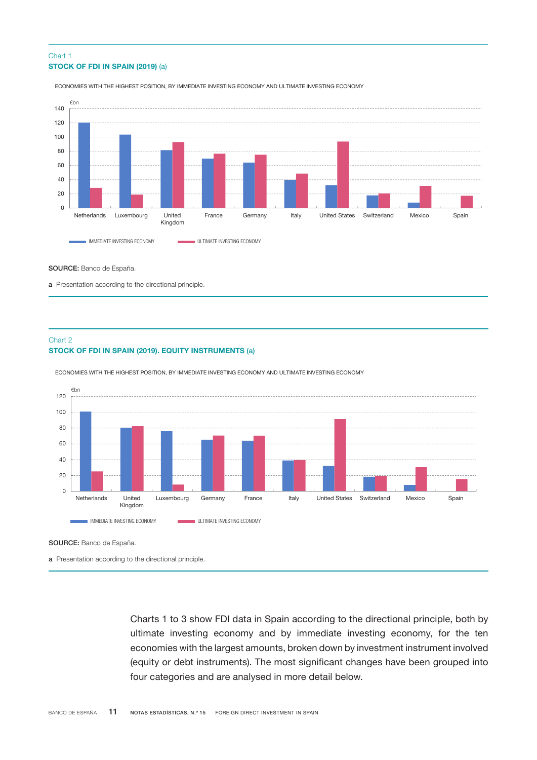Chart 1

**STOCK OF FDI IN SPAIN (2019)** (a)

ECONOMIES WITH THE HIGHEST POSITION, BY IMMEDIATE INVESTING ECONOMY AND ULTIMATE INVESTING ECONOMY

**SOURCE:** Banco de España.

a Presentation according to the directional principle.

Chart 2

**STOCK OF FDI IN SPAIN (2019). EQUITY INSTRUMENTS** (a)

ECONOMIES WITH THE HIGHEST POSITION, BY IMMEDIATE INVESTING ECONOMY AND ULTIMATE INVESTING ECONOMY

**SOURCE:** Banco de España.

a Presentation according to the directional principle.

Charts 1 to 3 show FDI data in Spain according to the directional principle, both by ultimate investing economy and by immediate investing economy, for the ten economies with the largest amounts, broken down by investment instrument involved (equity or debt instruments). The most significant changes have been grouped into four categories and are analysed in more detail below.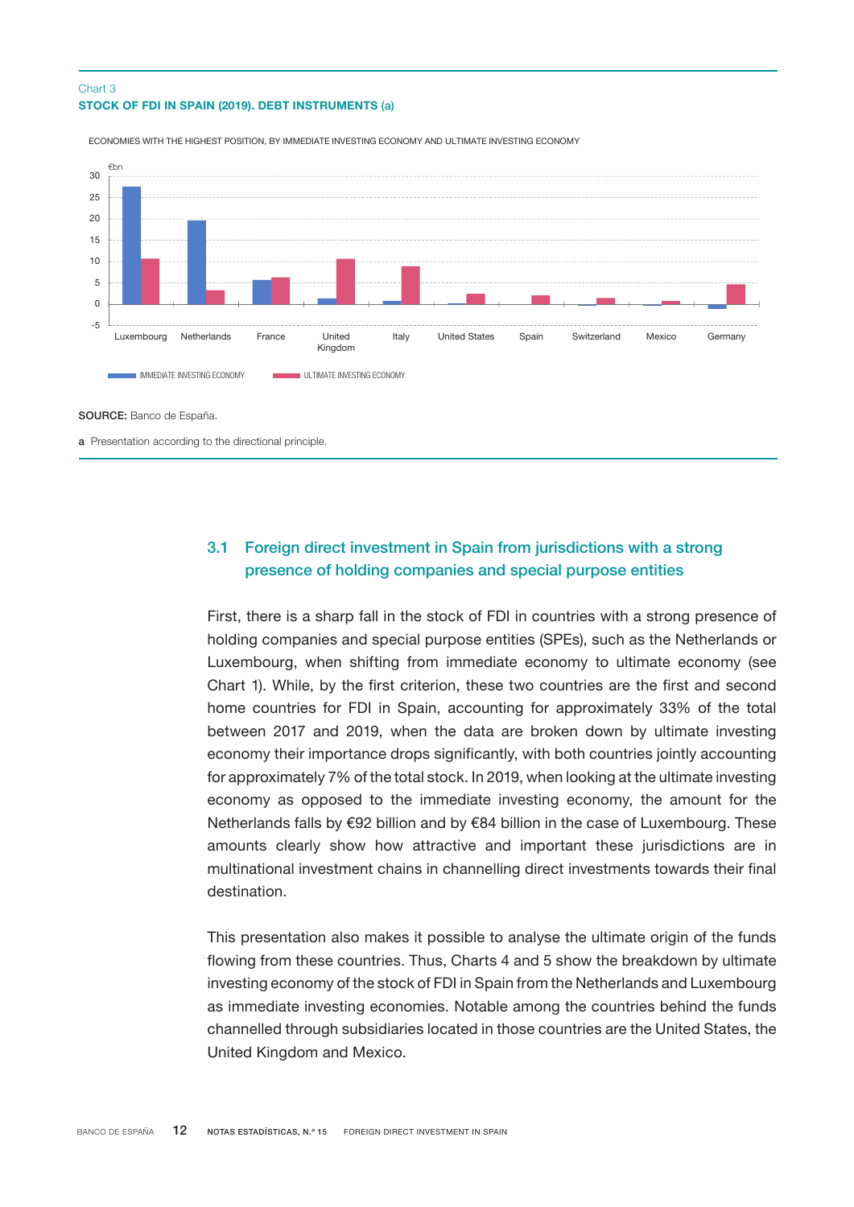Chart 3
**STOCK OF FDI IN SPAIN (2019). DEBT INSTRUMENTS (a)**

ECONOMIES WITH THE HIGHEST POSITION, BY IMMEDIATE INVESTING ECONOMY AND ULTIMATE INVESTING ECONOMY

€bn

IMMEDIATE INVESTING ECONOMY — ULTIMATE INVESTING ECONOMY

Luxembourg, Netherlands, France, United Kingdom, Italy, United States, Spain, Switzerland, Mexico, Germany

**SOURCE:** Banco de España.

a Presentation according to the directional principle.

## 3.1 Foreign direct investment in Spain from jurisdictions with a strong presence of holding companies and special purpose entities

First, there is a sharp fall in the stock of FDI in countries with a strong presence of holding companies and special purpose entities (SPEs), such as the Netherlands or Luxembourg, when shifting from immediate economy to ultimate economy (see Chart 1). While, by the first criterion, these two countries are the first and second home countries for FDI in Spain, accounting for approximately 33% of the total between 2017 and 2019, when the data are broken down by ultimate investing economy their importance drops significantly, with both countries jointly accounting for approximately 7% of the total stock. In 2019, when looking at the ultimate investing economy as opposed to the immediate investing economy, the amount for the Netherlands falls by €92 billion and by €84 billion in the case of Luxembourg. These amounts clearly show how attractive and important these jurisdictions are in multinational investment chains in channelling direct investments towards their final destination.

This presentation also makes it possible to analyse the ultimate origin of the funds flowing from these countries. Thus, Charts 4 and 5 show the breakdown by ultimate investing economy of the stock of FDI in Spain from the Netherlands and Luxembourg as immediate investing economies. Notable among the countries behind the funds channelled through subsidiaries located in those countries are the United States, the United Kingdom and Mexico.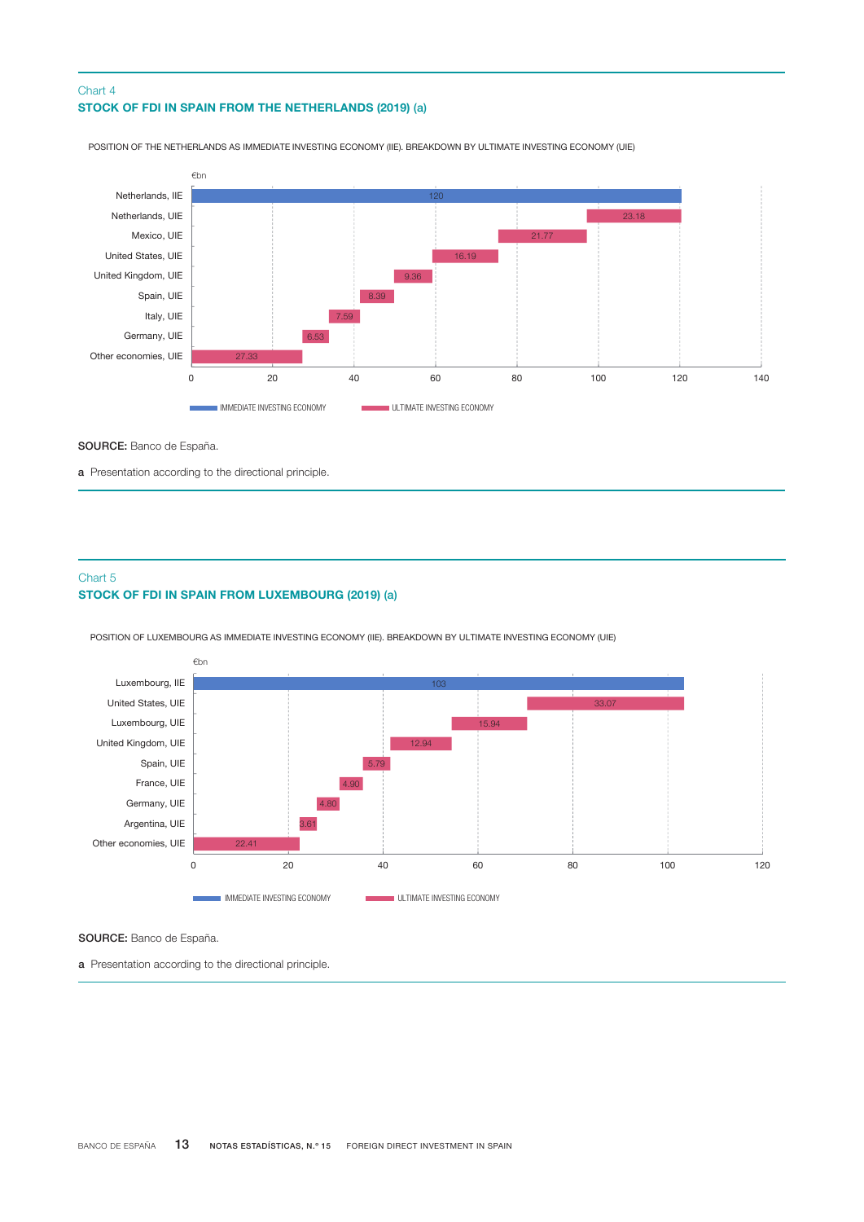Chart 4

**STOCK OF FDI IN SPAIN FROM THE NETHERLANDS (2019) (a)**

POSITION OF THE NETHERLANDS AS IMMEDIATE INVESTING ECONOMY (IIE). BREAKDOWN BY ULTIMATE INVESTING ECONOMY (UIE)

€bn

| | €bn |
|---|---|
| Netherlands, IIE | 120 |
| Netherlands, UIE | 23.18 |
| Mexico, UIE | 21.77 |
| United States, UIE | 16.19 |
| United Kingdom, UIE | 9.36 |
| Spain, UIE | 8.39 |
| Italy, UIE | 7.59 |
| Germany, UIE | 6.53 |
| Other economies, UIE | 27.33 |

IMMEDIATE INVESTING ECONOMY — ULTIMATE INVESTING ECONOMY

**SOURCE:** Banco de España.

**a** Presentation according to the directional principle.

Chart 5

**STOCK OF FDI IN SPAIN FROM LUXEMBOURG (2019) (a)**

POSITION OF LUXEMBOURG AS IMMEDIATE INVESTING ECONOMY (IIE). BREAKDOWN BY ULTIMATE INVESTING ECONOMY (UIE)

€bn

| | €bn |
|---|---|
| Luxembourg, IIE | 103 |
| United States, UIE | 33.07 |
| Luxembourg, UIE | 15.94 |
| United Kingdom, UIE | 12.94 |
| Spain, UIE | 5.79 |
| France, UIE | 4.90 |
| Germany, UIE | 4.80 |
| Argentina, UIE | 3.61 |
| Other economies, UIE | 22.41 |

IMMEDIATE INVESTING ECONOMY — ULTIMATE INVESTING ECONOMY

**SOURCE:** Banco de España.

**a** Presentation according to the directional principle.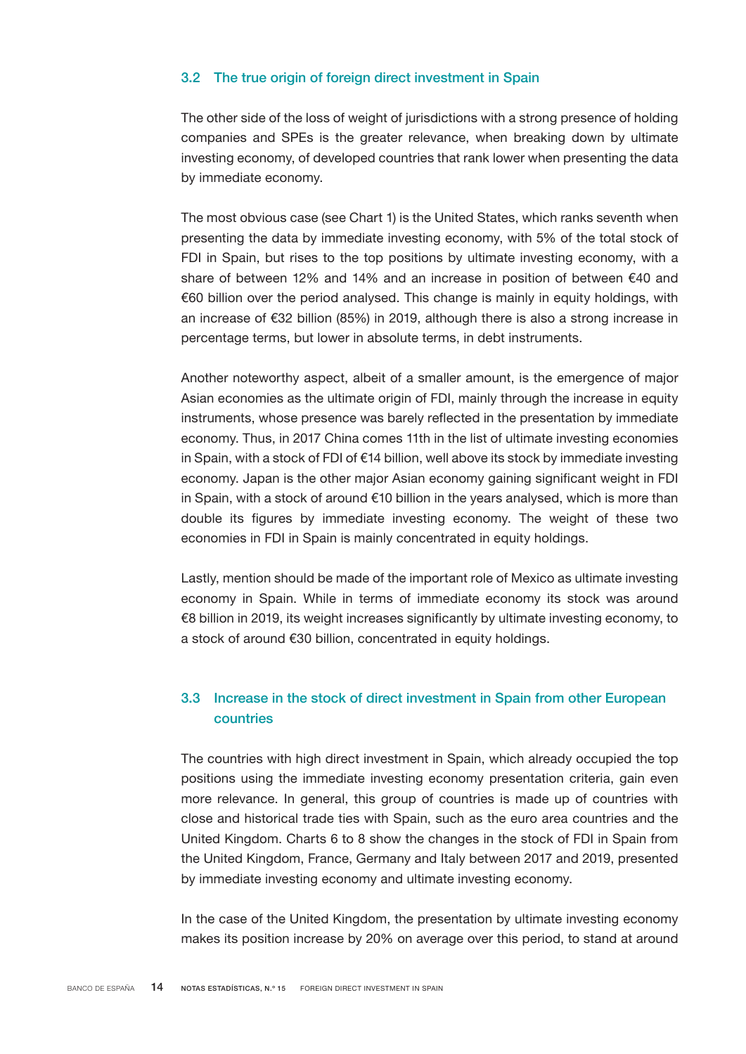### 3.2 The true origin of foreign direct investment in Spain

The other side of the loss of weight of jurisdictions with a strong presence of holding companies and SPEs is the greater relevance, when breaking down by ultimate investing economy, of developed countries that rank lower when presenting the data by immediate economy.

The most obvious case (see Chart 1) is the United States, which ranks seventh when presenting the data by immediate investing economy, with 5% of the total stock of FDI in Spain, but rises to the top positions by ultimate investing economy, with a share of between 12% and 14% and an increase in position of between €40 and €60 billion over the period analysed. This change is mainly in equity holdings, with an increase of €32 billion (85%) in 2019, although there is also a strong increase in percentage terms, but lower in absolute terms, in debt instruments.

Another noteworthy aspect, albeit of a smaller amount, is the emergence of major Asian economies as the ultimate origin of FDI, mainly through the increase in equity instruments, whose presence was barely reflected in the presentation by immediate economy. Thus, in 2017 China comes 11th in the list of ultimate investing economies in Spain, with a stock of FDI of €14 billion, well above its stock by immediate investing economy. Japan is the other major Asian economy gaining significant weight in FDI in Spain, with a stock of around €10 billion in the years analysed, which is more than double its figures by immediate investing economy. The weight of these two economies in FDI in Spain is mainly concentrated in equity holdings.

Lastly, mention should be made of the important role of Mexico as ultimate investing economy in Spain. While in terms of immediate economy its stock was around €8 billion in 2019, its weight increases significantly by ultimate investing economy, to a stock of around €30 billion, concentrated in equity holdings.

### 3.3 Increase in the stock of direct investment in Spain from other European countries

The countries with high direct investment in Spain, which already occupied the top positions using the immediate investing economy presentation criteria, gain even more relevance. In general, this group of countries is made up of countries with close and historical trade ties with Spain, such as the euro area countries and the United Kingdom. Charts 6 to 8 show the changes in the stock of FDI in Spain from the United Kingdom, France, Germany and Italy between 2017 and 2019, presented by immediate investing economy and ultimate investing economy.

In the case of the United Kingdom, the presentation by ultimate investing economy makes its position increase by 20% on average over this period, to stand at around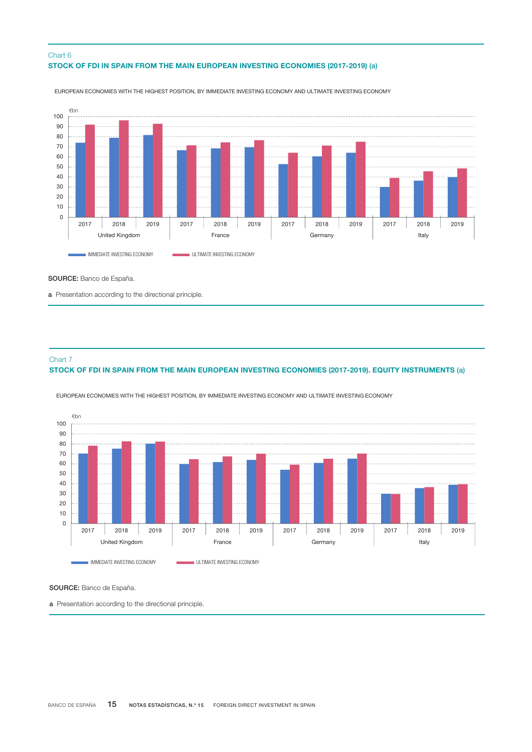Chart 6

**STOCK OF FDI IN SPAIN FROM THE MAIN EUROPEAN INVESTING ECONOMIES (2017-2019) (a)**

EUROPEAN ECONOMIES WITH THE HIGHEST POSITION, BY IMMEDIATE INVESTING ECONOMY AND ULTIMATE INVESTING ECONOMY

€bn

IMMEDIATE INVESTING ECONOMY — ULTIMATE INVESTING ECONOMY

United Kingdom, France, Germany, Italy (2017, 2018, 2019)

**SOURCE:** Banco de España.

**a** Presentation according to the directional principle.

Chart 7

**STOCK OF FDI IN SPAIN FROM THE MAIN EUROPEAN INVESTING ECONOMIES (2017-2019). EQUITY INSTRUMENTS (a)**

EUROPEAN ECONOMIES WITH THE HIGHEST POSITION, BY IMMEDIATE INVESTING ECONOMY AND ULTIMATE INVESTING ECONOMY

€bn

IMMEDIATE INVESTING ECONOMY — ULTIMATE INVESTING ECONOMY

United Kingdom, France, Germany, Italy (2017, 2018, 2019)

**SOURCE:** Banco de España.

**a** Presentation according to the directional principle.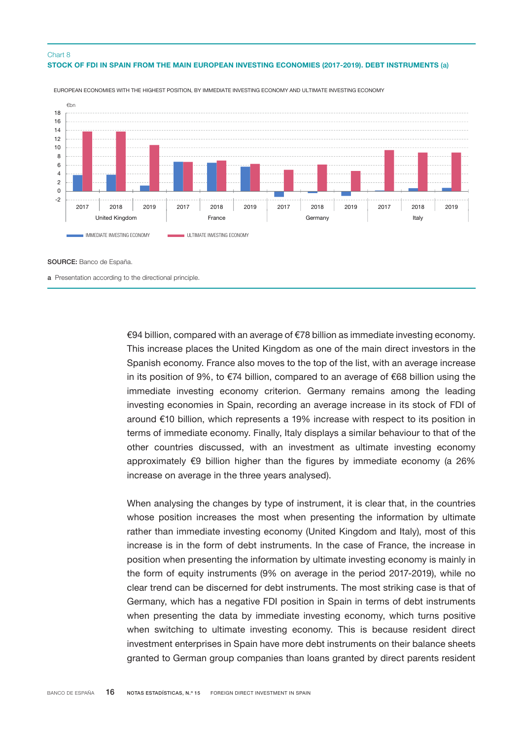Chart 8

**STOCK OF FDI IN SPAIN FROM THE MAIN EUROPEAN INVESTING ECONOMIES (2017-2019). DEBT INSTRUMENTS (a)**

EUROPEAN ECONOMIES WITH THE HIGHEST POSITION, BY IMMEDIATE INVESTING ECONOMY AND ULTIMATE INVESTING ECONOMY

**SOURCE:** Banco de España.

**a** Presentation according to the directional principle.

€94 billion, compared with an average of €78 billion as immediate investing economy. This increase places the United Kingdom as one of the main direct investors in the Spanish economy. France also moves to the top of the list, with an average increase in its position of 9%, to €74 billion, compared to an average of €68 billion using the immediate investing economy criterion. Germany remains among the leading investing economies in Spain, recording an average increase in its stock of FDI of around €10 billion, which represents a 19% increase with respect to its position in terms of immediate economy. Finally, Italy displays a similar behaviour to that of the other countries discussed, with an investment as ultimate investing economy approximately €9 billion higher than the figures by immediate economy (a 26% increase on average in the three years analysed).

When analysing the changes by type of instrument, it is clear that, in the countries whose position increases the most when presenting the information by ultimate rather than immediate investing economy (United Kingdom and Italy), most of this increase is in the form of debt instruments. In the case of France, the increase in position when presenting the information by ultimate investing economy is mainly in the form of equity instruments (9% on average in the period 2017-2019), while no clear trend can be discerned for debt instruments. The most striking case is that of Germany, which has a negative FDI position in Spain in terms of debt instruments when presenting the data by immediate investing economy, which turns positive when switching to ultimate investing economy. This is because resident direct investment enterprises in Spain have more debt instruments on their balance sheets granted to German group companies than loans granted by direct parents resident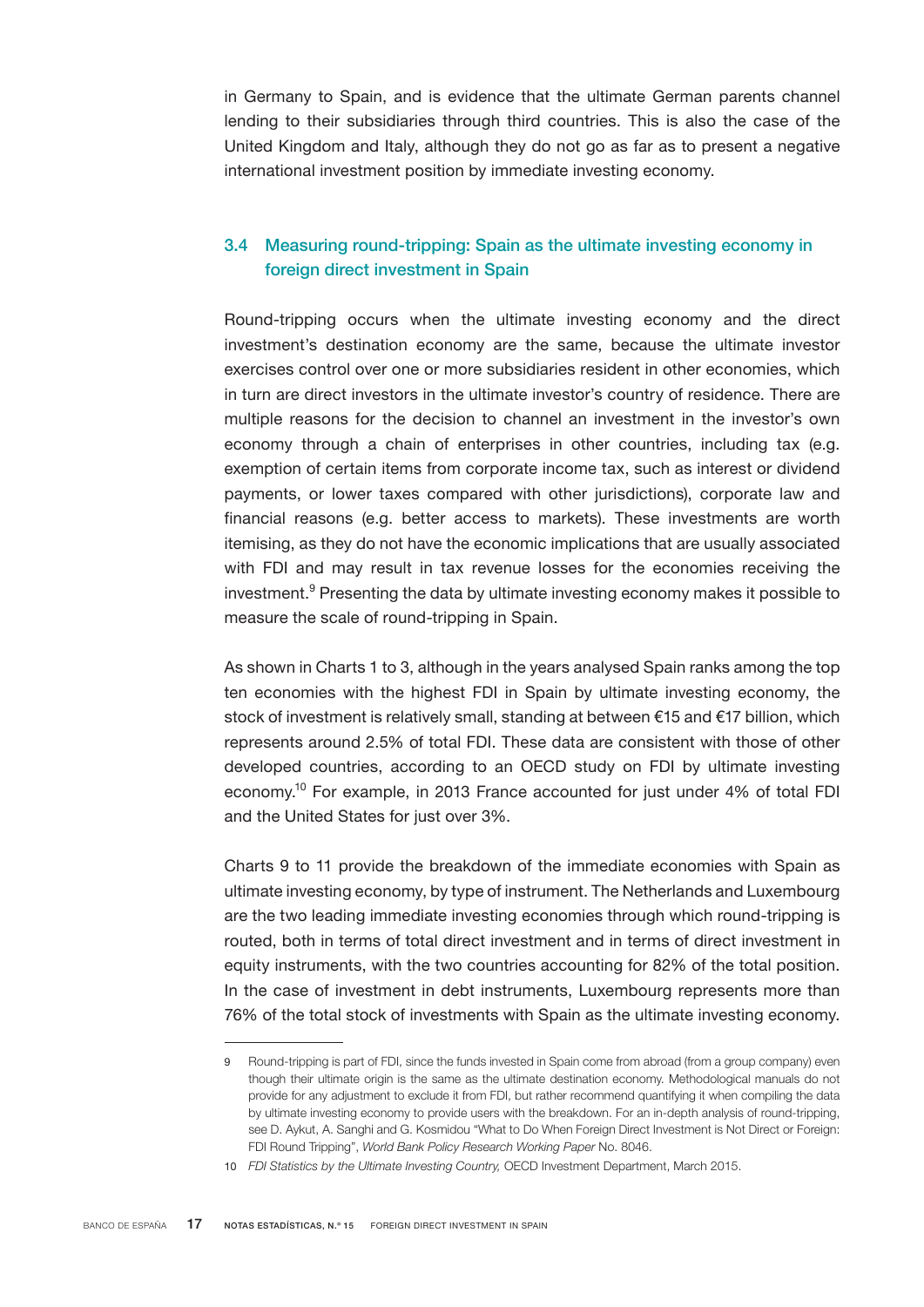in Germany to Spain, and is evidence that the ultimate German parents channel lending to their subsidiaries through third countries. This is also the case of the United Kingdom and Italy, although they do not go as far as to present a negative international investment position by immediate investing economy.

### 3.4 Measuring round-tripping: Spain as the ultimate investing economy in foreign direct investment in Spain

Round-tripping occurs when the ultimate investing economy and the direct investment's destination economy are the same, because the ultimate investor exercises control over one or more subsidiaries resident in other economies, which in turn are direct investors in the ultimate investor's country of residence. There are multiple reasons for the decision to channel an investment in the investor's own economy through a chain of enterprises in other countries, including tax (e.g. exemption of certain items from corporate income tax, such as interest or dividend payments, or lower taxes compared with other jurisdictions), corporate law and financial reasons (e.g. better access to markets). These investments are worth itemising, as they do not have the economic implications that are usually associated with FDI and may result in tax revenue losses for the economies receiving the investment.[9] Presenting the data by ultimate investing economy makes it possible to measure the scale of round-tripping in Spain.

As shown in Charts 1 to 3, although in the years analysed Spain ranks among the top ten economies with the highest FDI in Spain by ultimate investing economy, the stock of investment is relatively small, standing at between €15 and €17 billion, which represents around 2.5% of total FDI. These data are consistent with those of other developed countries, according to an OECD study on FDI by ultimate investing economy.[10] For example, in 2013 France accounted for just under 4% of total FDI and the United States for just over 3%.

Charts 9 to 11 provide the breakdown of the immediate economies with Spain as ultimate investing economy, by type of instrument. The Netherlands and Luxembourg are the two leading immediate investing economies through which round-tripping is routed, both in terms of total direct investment and in terms of direct investment in equity instruments, with the two countries accounting for 82% of the total position. In the case of investment in debt instruments, Luxembourg represents more than 76% of the total stock of investments with Spain as the ultimate investing economy.

---

9 Round-tripping is part of FDI, since the funds invested in Spain come from abroad (from a group company) even though their ultimate origin is the same as the ultimate destination economy. Methodological manuals do not provide for any adjustment to exclude it from FDI, but rather recommend quantifying it when compiling the data by ultimate investing economy to provide users with the breakdown. For an in-depth analysis of round-tripping, see D. Aykut, A. Sanghi and G. Kosmidou "What to Do When Foreign Direct Investment is Not Direct or Foreign: FDI Round Tripping", *World Bank Policy Research Working Paper* No. 8046.

10 *FDI Statistics by the Ultimate Investing Country,* OECD Investment Department, March 2015.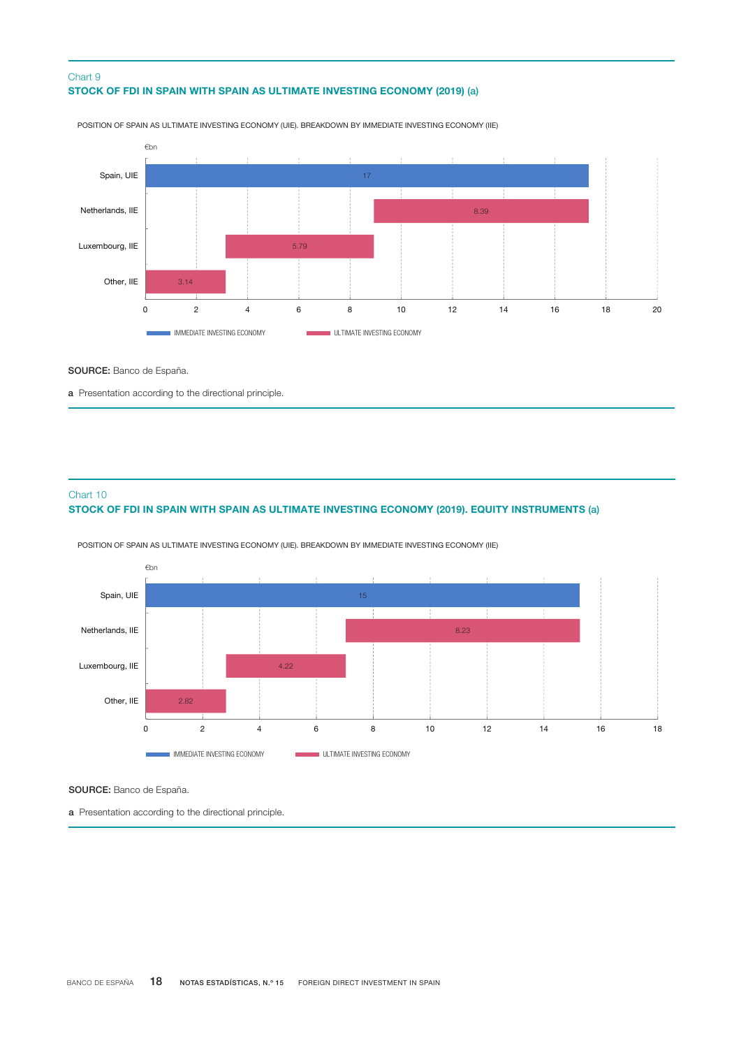Chart 9

**STOCK OF FDI IN SPAIN WITH SPAIN AS ULTIMATE INVESTING ECONOMY (2019) (a)**

POSITION OF SPAIN AS ULTIMATE INVESTING ECONOMY (UIE). BREAKDOWN BY IMMEDIATE INVESTING ECONOMY (IIE)

€bn

| | €bn |
|---|---|
| Spain, UIE | 17 |
| Netherlands, IIE | 8.39 |
| Luxembourg, IIE | 5.79 |
| Other, IIE | 3.14 |

IMMEDIATE INVESTING ECONOMY — ULTIMATE INVESTING ECONOMY

**SOURCE:** Banco de España.

**a** Presentation according to the directional principle.

Chart 10

**STOCK OF FDI IN SPAIN WITH SPAIN AS ULTIMATE INVESTING ECONOMY (2019). EQUITY INSTRUMENTS (a)**

POSITION OF SPAIN AS ULTIMATE INVESTING ECONOMY (UIE). BREAKDOWN BY IMMEDIATE INVESTING ECONOMY (IIE)

€bn

| | €bn |
|---|---|
| Spain, UIE | 15 |
| Netherlands, IIE | 8.23 |
| Luxembourg, IIE | 4.22 |
| Other, IIE | 2.82 |

IMMEDIATE INVESTING ECONOMY — ULTIMATE INVESTING ECONOMY

**SOURCE:** Banco de España.

**a** Presentation according to the directional principle.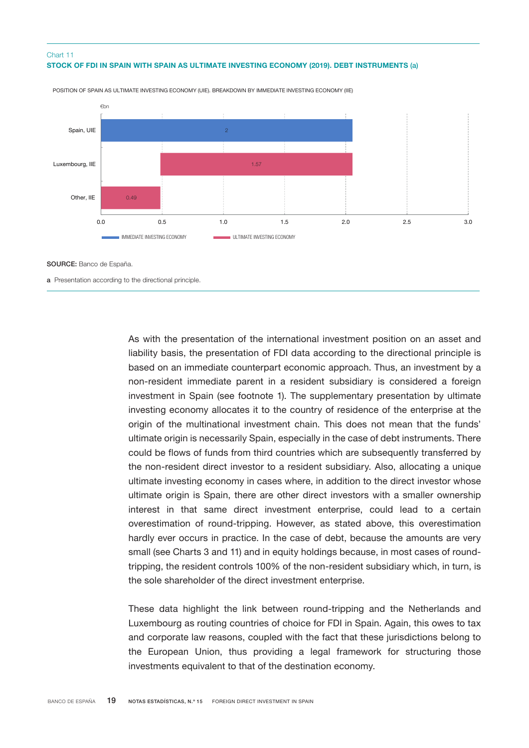Chart 11

**STOCK OF FDI IN SPAIN WITH SPAIN AS ULTIMATE INVESTING ECONOMY (2019). DEBT INSTRUMENTS (a)**

POSITION OF SPAIN AS ULTIMATE INVESTING ECONOMY (UIE). BREAKDOWN BY IMMEDIATE INVESTING ECONOMY (IIE)

€bn

| | Value |
|---|---|
| Spain, UIE | 2 |
| Luxembourg, IIE | 1.57 |
| Other, IIE | 0.49 |

IMMEDIATE INVESTING ECONOMY — ULTIMATE INVESTING ECONOMY

**SOURCE:** Banco de España.

a Presentation according to the directional principle.

As with the presentation of the international investment position on an asset and liability basis, the presentation of FDI data according to the directional principle is based on an immediate counterpart economic approach. Thus, an investment by a non-resident immediate parent in a resident subsidiary is considered a foreign investment in Spain (see footnote 1). The supplementary presentation by ultimate investing economy allocates it to the country of residence of the enterprise at the origin of the multinational investment chain. This does not mean that the funds' ultimate origin is necessarily Spain, especially in the case of debt instruments. There could be flows of funds from third countries which are subsequently transferred by the non-resident direct investor to a resident subsidiary. Also, allocating a unique ultimate investing economy in cases where, in addition to the direct investor whose ultimate origin is Spain, there are other direct investors with a smaller ownership interest in that same direct investment enterprise, could lead to a certain overestimation of round-tripping. However, as stated above, this overestimation hardly ever occurs in practice. In the case of debt, because the amounts are very small (see Charts 3 and 11) and in equity holdings because, in most cases of round-tripping, the resident controls 100% of the non-resident subsidiary which, in turn, is the sole shareholder of the direct investment enterprise.

These data highlight the link between round-tripping and the Netherlands and Luxembourg as routing countries of choice for FDI in Spain. Again, this owes to tax and corporate law reasons, coupled with the fact that these jurisdictions belong to the European Union, thus providing a legal framework for structuring those investments equivalent to that of the destination economy.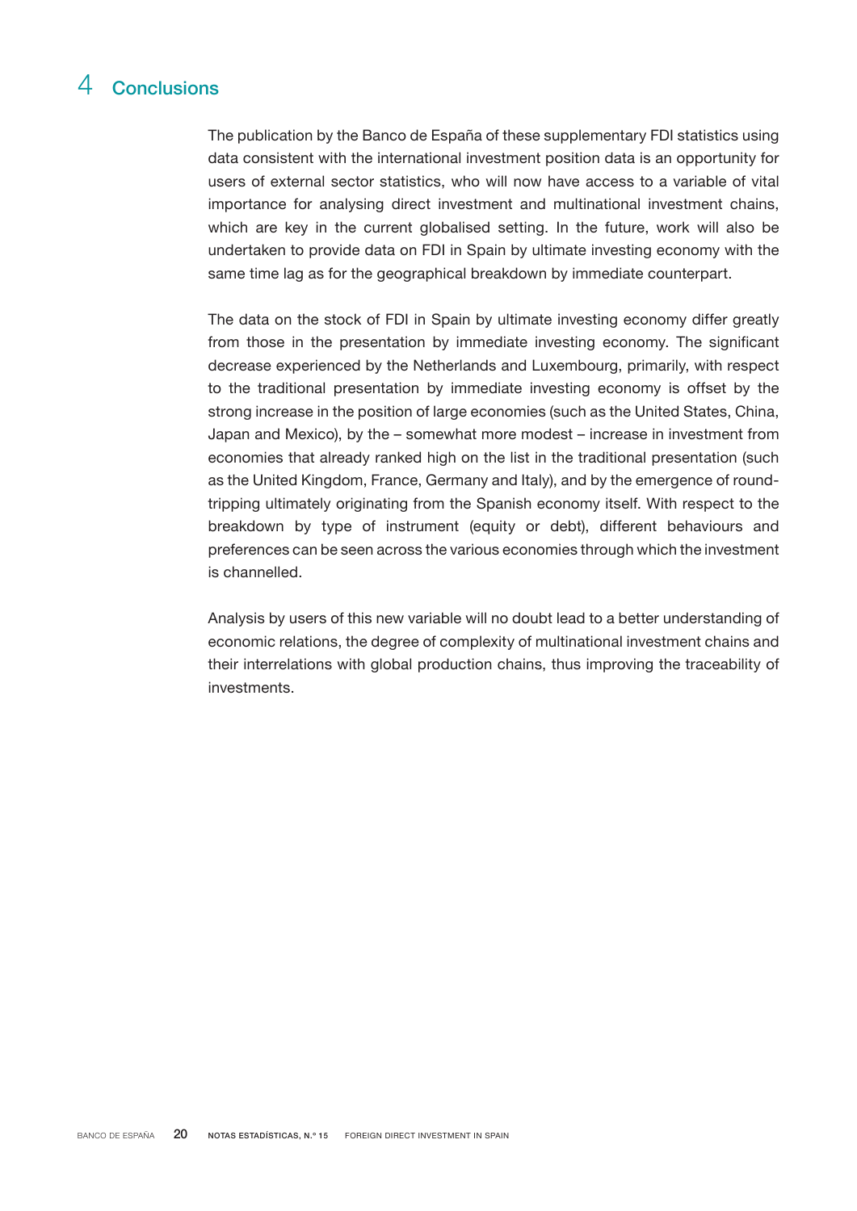# 4 Conclusions

The publication by the Banco de España of these supplementary FDI statistics using data consistent with the international investment position data is an opportunity for users of external sector statistics, who will now have access to a variable of vital importance for analysing direct investment and multinational investment chains, which are key in the current globalised setting. In the future, work will also be undertaken to provide data on FDI in Spain by ultimate investing economy with the same time lag as for the geographical breakdown by immediate counterpart.

The data on the stock of FDI in Spain by ultimate investing economy differ greatly from those in the presentation by immediate investing economy. The significant decrease experienced by the Netherlands and Luxembourg, primarily, with respect to the traditional presentation by immediate investing economy is offset by the strong increase in the position of large economies (such as the United States, China, Japan and Mexico), by the – somewhat more modest – increase in investment from economies that already ranked high on the list in the traditional presentation (such as the United Kingdom, France, Germany and Italy), and by the emergence of round-tripping ultimately originating from the Spanish economy itself. With respect to the breakdown by type of instrument (equity or debt), different behaviours and preferences can be seen across the various economies through which the investment is channelled.

Analysis by users of this new variable will no doubt lead to a better understanding of economic relations, the degree of complexity of multinational investment chains and their interrelations with global production chains, thus improving the traceability of investments.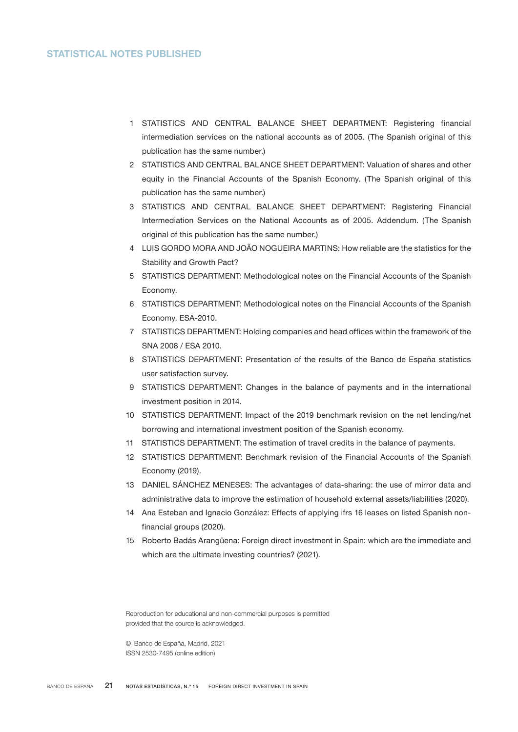## STATISTICAL NOTES PUBLISHED

1. STATISTICS AND CENTRAL BALANCE SHEET DEPARTMENT: Registering financial intermediation services on the national accounts as of 2005. (The Spanish original of this publication has the same number.)
2. STATISTICS AND CENTRAL BALANCE SHEET DEPARTMENT: Valuation of shares and other equity in the Financial Accounts of the Spanish Economy. (The Spanish original of this publication has the same number.)
3. STATISTICS AND CENTRAL BALANCE SHEET DEPARTMENT: Registering Financial Intermediation Services on the National Accounts as of 2005. Addendum. (The Spanish original of this publication has the same number.)
4. LUIS GORDO MORA AND JOÃO NOGUEIRA MARTINS: How reliable are the statistics for the Stability and Growth Pact?
5. STATISTICS DEPARTMENT: Methodological notes on the Financial Accounts of the Spanish Economy.
6. STATISTICS DEPARTMENT: Methodological notes on the Financial Accounts of the Spanish Economy. ESA-2010.
7. STATISTICS DEPARTMENT: Holding companies and head offices within the framework of the SNA 2008 / ESA 2010.
8. STATISTICS DEPARTMENT: Presentation of the results of the Banco de España statistics user satisfaction survey.
9. STATISTICS DEPARTMENT: Changes in the balance of payments and in the international investment position in 2014.
10. STATISTICS DEPARTMENT: Impact of the 2019 benchmark revision on the net lending/net borrowing and international investment position of the Spanish economy.
11. STATISTICS DEPARTMENT: The estimation of travel credits in the balance of payments.
12. STATISTICS DEPARTMENT: Benchmark revision of the Financial Accounts of the Spanish Economy (2019).
13. DANIEL SÁNCHEZ MENESES: The advantages of data-sharing: the use of mirror data and administrative data to improve the estimation of household external assets/liabilities (2020).
14. Ana Esteban and Ignacio González: Effects of applying ifrs 16 leases on listed Spanish non-financial groups (2020).
15. Roberto Badás Arangüena: Foreign direct investment in Spain: which are the immediate and which are the ultimate investing countries? (2021).

Reproduction for educational and non-commercial purposes is permitted provided that the source is acknowledged.

© Banco de España, Madrid, 2021
ISSN 2530-7495 (online edition)